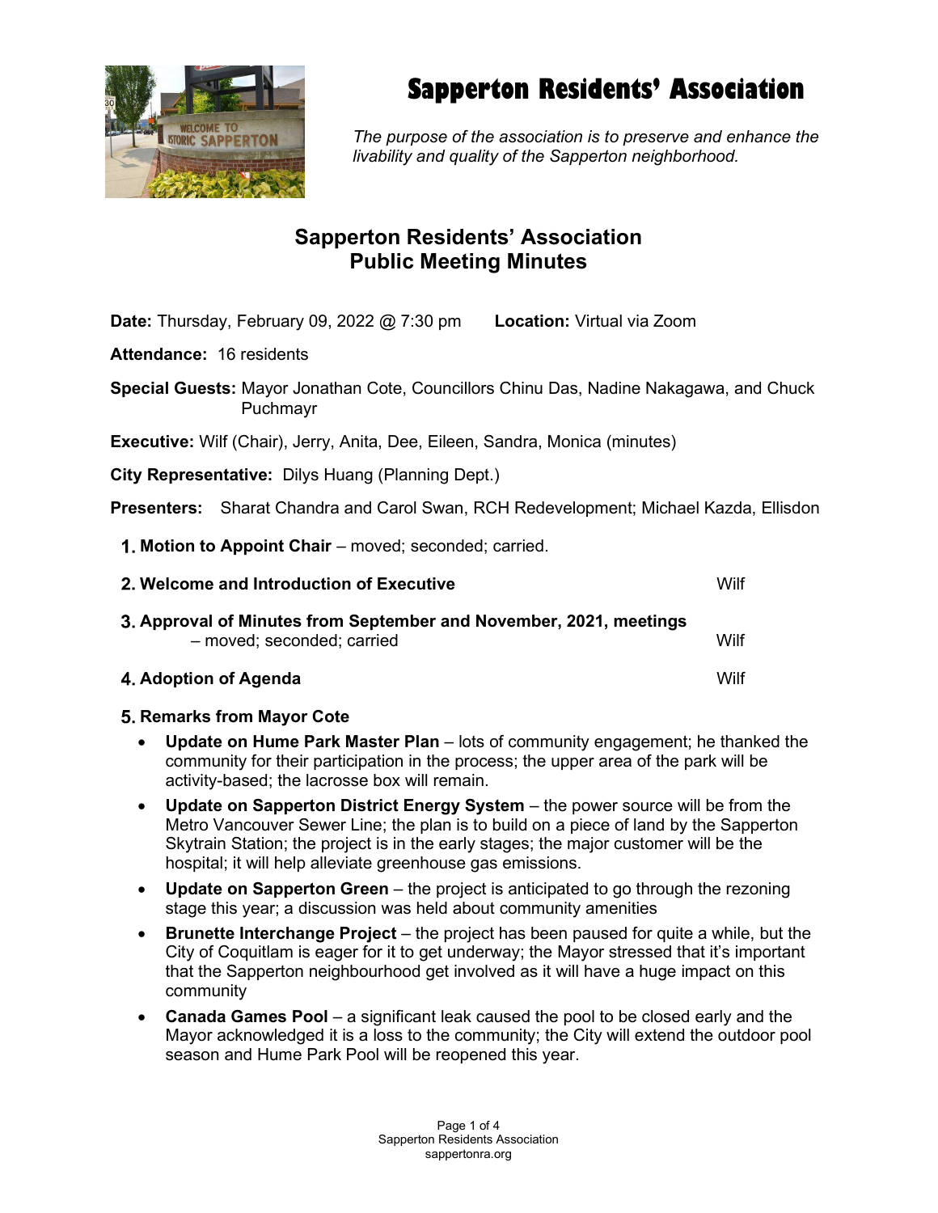# Sapperton Residents' Association

*The purpose of the association is to preserve and enhance the livability and quality of the Sapperton neighborhood.*

## Sapperton Residents' Association
## Public Meeting Minutes

**Date:** Thursday, February 09, 2022 @ 7:30 pm **Location:** Virtual via Zoom

**Attendance:** 16 residents

**Special Guests:** Mayor Jonathan Cote, Councillors Chinu Das, Nadine Nakagawa, and Chuck Puchmayr

**Executive:** Wilf (Chair), Jerry, Anita, Dee, Eileen, Sandra, Monica (minutes)

**City Representative:** Dilys Huang (Planning Dept.)

**Presenters:** Sharat Chandra and Carol Swan, RCH Redevelopment; Michael Kazda, Ellisdon

1. **Motion to Appoint Chair** – moved; seconded; carried.

2. **Welcome and Introduction of Executive** Wilf

3. **Approval of Minutes from September and November, 2021, meetings** – moved; seconded; carried Wilf

4. **Adoption of Agenda** Wilf

5. **Remarks from Mayor Cote**
   - **Update on Hume Park Master Plan** – lots of community engagement; he thanked the community for their participation in the process; the upper area of the park will be activity-based; the lacrosse box will remain.
   - **Update on Sapperton District Energy System** – the power source will be from the Metro Vancouver Sewer Line; the plan is to build on a piece of land by the Sapperton Skytrain Station; the project is in the early stages; the major customer will be the hospital; it will help alleviate greenhouse gas emissions.
   - **Update on Sapperton Green** – the project is anticipated to go through the rezoning stage this year; a discussion was held about community amenities
   - **Brunette Interchange Project** – the project has been paused for quite a while, but the City of Coquitlam is eager for it to get underway; the Mayor stressed that it's important that the Sapperton neighbourhood get involved as it will have a huge impact on this community
   - **Canada Games Pool** – a significant leak caused the pool to be closed early and the Mayor acknowledged it is a loss to the community; the City will extend the outdoor pool season and Hume Park Pool will be reopened this year.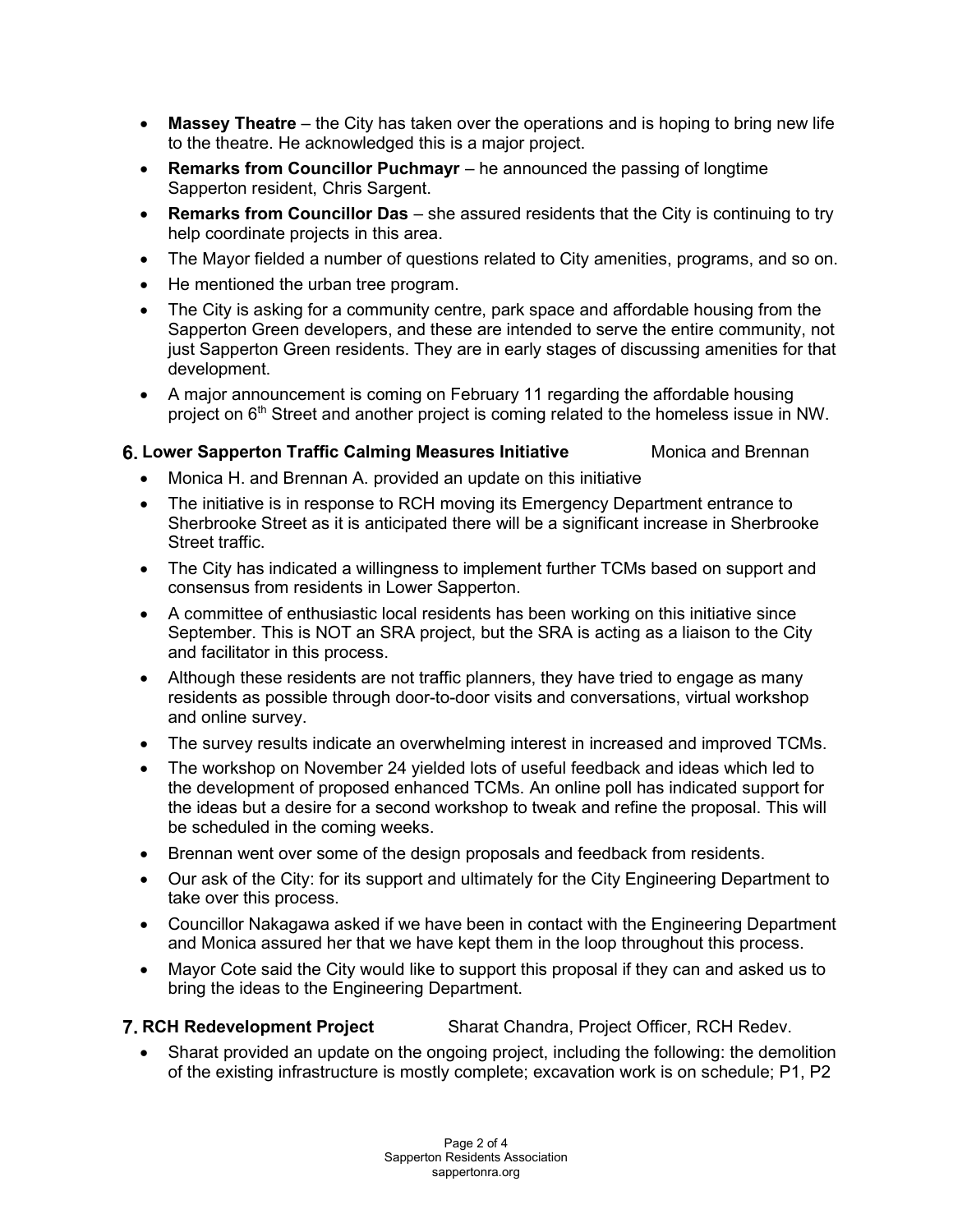- **Massey Theatre** – the City has taken over the operations and is hoping to bring new life to the theatre. He acknowledged this is a major project.
- **Remarks from Councillor Puchmayr** – he announced the passing of longtime Sapperton resident, Chris Sargent.
- **Remarks from Councillor Das** – she assured residents that the City is continuing to try help coordinate projects in this area.
- The Mayor fielded a number of questions related to City amenities, programs, and so on.
- He mentioned the urban tree program.
- The City is asking for a community centre, park space and affordable housing from the Sapperton Green developers, and these are intended to serve the entire community, not just Sapperton Green residents. They are in early stages of discussing amenities for that development.
- A major announcement is coming on February 11 regarding the affordable housing project on 6th Street and another project is coming related to the homeless issue in NW.

## 6. Lower Sapperton Traffic Calming Measures Initiative — Monica and Brennan

- Monica H. and Brennan A. provided an update on this initiative
- The initiative is in response to RCH moving its Emergency Department entrance to Sherbrooke Street as it is anticipated there will be a significant increase in Sherbrooke Street traffic.
- The City has indicated a willingness to implement further TCMs based on support and consensus from residents in Lower Sapperton.
- A committee of enthusiastic local residents has been working on this initiative since September. This is NOT an SRA project, but the SRA is acting as a liaison to the City and facilitator in this process.
- Although these residents are not traffic planners, they have tried to engage as many residents as possible through door-to-door visits and conversations, virtual workshop and online survey.
- The survey results indicate an overwhelming interest in increased and improved TCMs.
- The workshop on November 24 yielded lots of useful feedback and ideas which led to the development of proposed enhanced TCMs. An online poll has indicated support for the ideas but a desire for a second workshop to tweak and refine the proposal. This will be scheduled in the coming weeks.
- Brennan went over some of the design proposals and feedback from residents.
- Our ask of the City: for its support and ultimately for the City Engineering Department to take over this process.
- Councillor Nakagawa asked if we have been in contact with the Engineering Department and Monica assured her that we have kept them in the loop throughout this process.
- Mayor Cote said the City would like to support this proposal if they can and asked us to bring the ideas to the Engineering Department.

## 7. RCH Redevelopment Project — Sharat Chandra, Project Officer, RCH Redev.

- Sharat provided an update on the ongoing project, including the following: the demolition of the existing infrastructure is mostly complete; excavation work is on schedule; P1, P2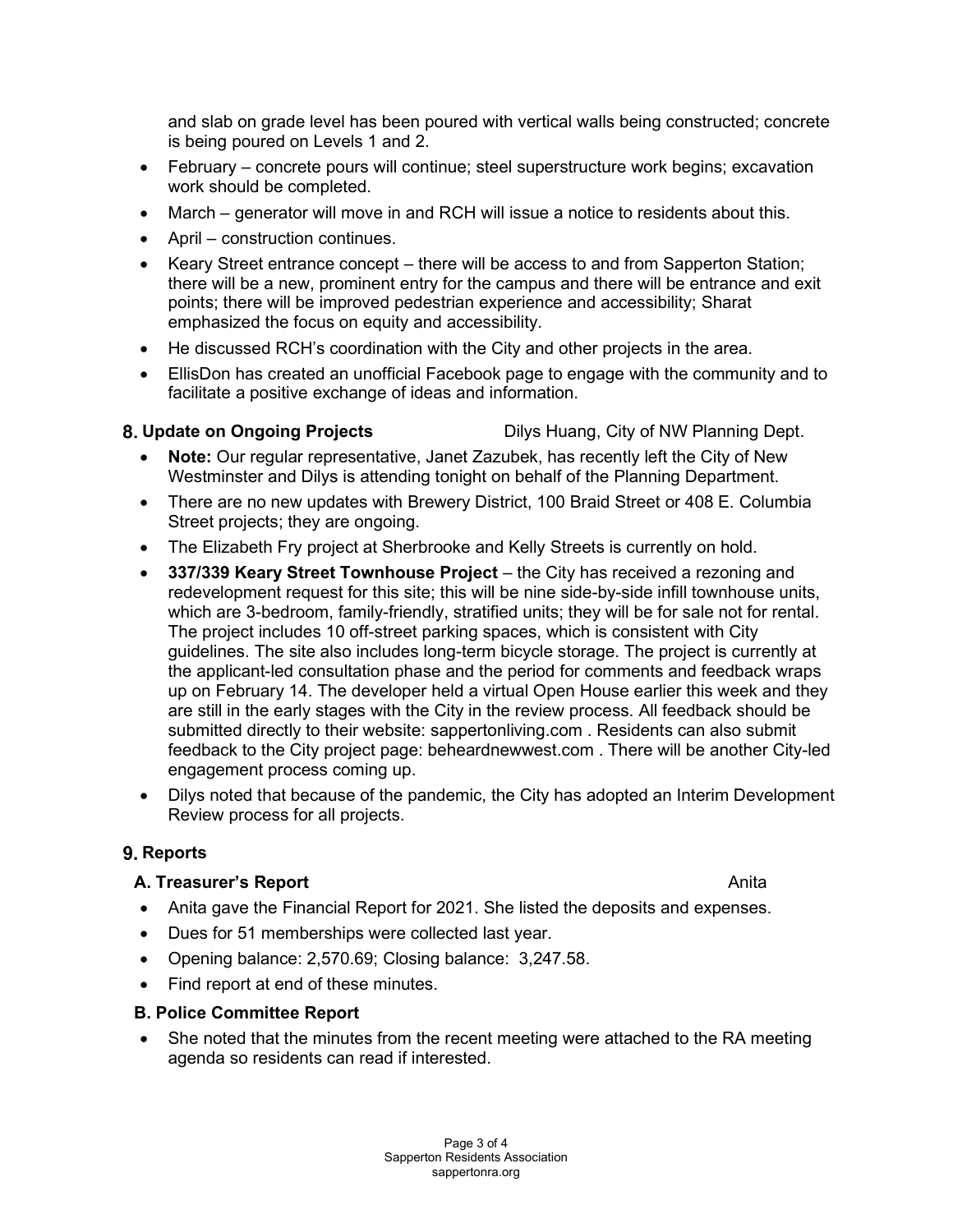and slab on grade level has been poured with vertical walls being constructed; concrete is being poured on Levels 1 and 2.

- February – concrete pours will continue; steel superstructure work begins; excavation work should be completed.
- March – generator will move in and RCH will issue a notice to residents about this.
- April – construction continues.
- Keary Street entrance concept – there will be access to and from Sapperton Station; there will be a new, prominent entry for the campus and there will be entrance and exit points; there will be improved pedestrian experience and accessibility; Sharat emphasized the focus on equity and accessibility.
- He discussed RCH's coordination with the City and other projects in the area.
- EllisDon has created an unofficial Facebook page to engage with the community and to facilitate a positive exchange of ideas and information.

## 8. Update on Ongoing Projects — Dilys Huang, City of NW Planning Dept.

- **Note:** Our regular representative, Janet Zazubek, has recently left the City of New Westminster and Dilys is attending tonight on behalf of the Planning Department.
- There are no new updates with Brewery District, 100 Braid Street or 408 E. Columbia Street projects; they are ongoing.
- The Elizabeth Fry project at Sherbrooke and Kelly Streets is currently on hold.
- **337/339 Keary Street Townhouse Project** – the City has received a rezoning and redevelopment request for this site; this will be nine side-by-side infill townhouse units, which are 3-bedroom, family-friendly, stratified units; they will be for sale not for rental. The project includes 10 off-street parking spaces, which is consistent with City guidelines. The site also includes long-term bicycle storage. The project is currently at the applicant-led consultation phase and the period for comments and feedback wraps up on February 14. The developer held a virtual Open House earlier this week and they are still in the early stages with the City in the review process. All feedback should be submitted directly to their website: sappertonliving.com . Residents can also submit feedback to the City project page: beheardnewwest.com . There will be another City-led engagement process coming up.
- Dilys noted that because of the pandemic, the City has adopted an Interim Development Review process for all projects.

## 9. Reports

### A. Treasurer's Report — Anita

- Anita gave the Financial Report for 2021. She listed the deposits and expenses.
- Dues for 51 memberships were collected last year.
- Opening balance: 2,570.69; Closing balance: 3,247.58.
- Find report at end of these minutes.

### B. Police Committee Report

- She noted that the minutes from the recent meeting were attached to the RA meeting agenda so residents can read if interested.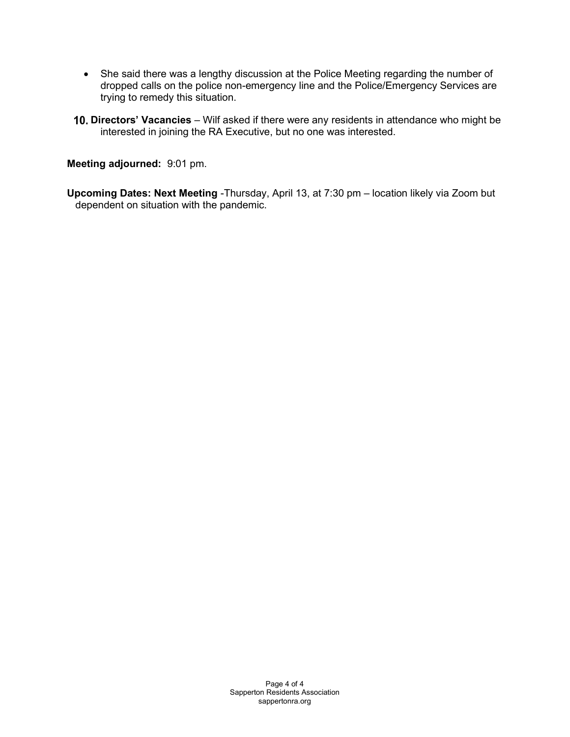- She said there was a lengthy discussion at the Police Meeting regarding the number of dropped calls on the police non-emergency line and the Police/Emergency Services are trying to remedy this situation.

10. **Directors' Vacancies** – Wilf asked if there were any residents in attendance who might be interested in joining the RA Executive, but no one was interested.

**Meeting adjourned:** 9:01 pm.

**Upcoming Dates: Next Meeting** -Thursday, April 13, at 7:30 pm – location likely via Zoom but dependent on situation with the pandemic.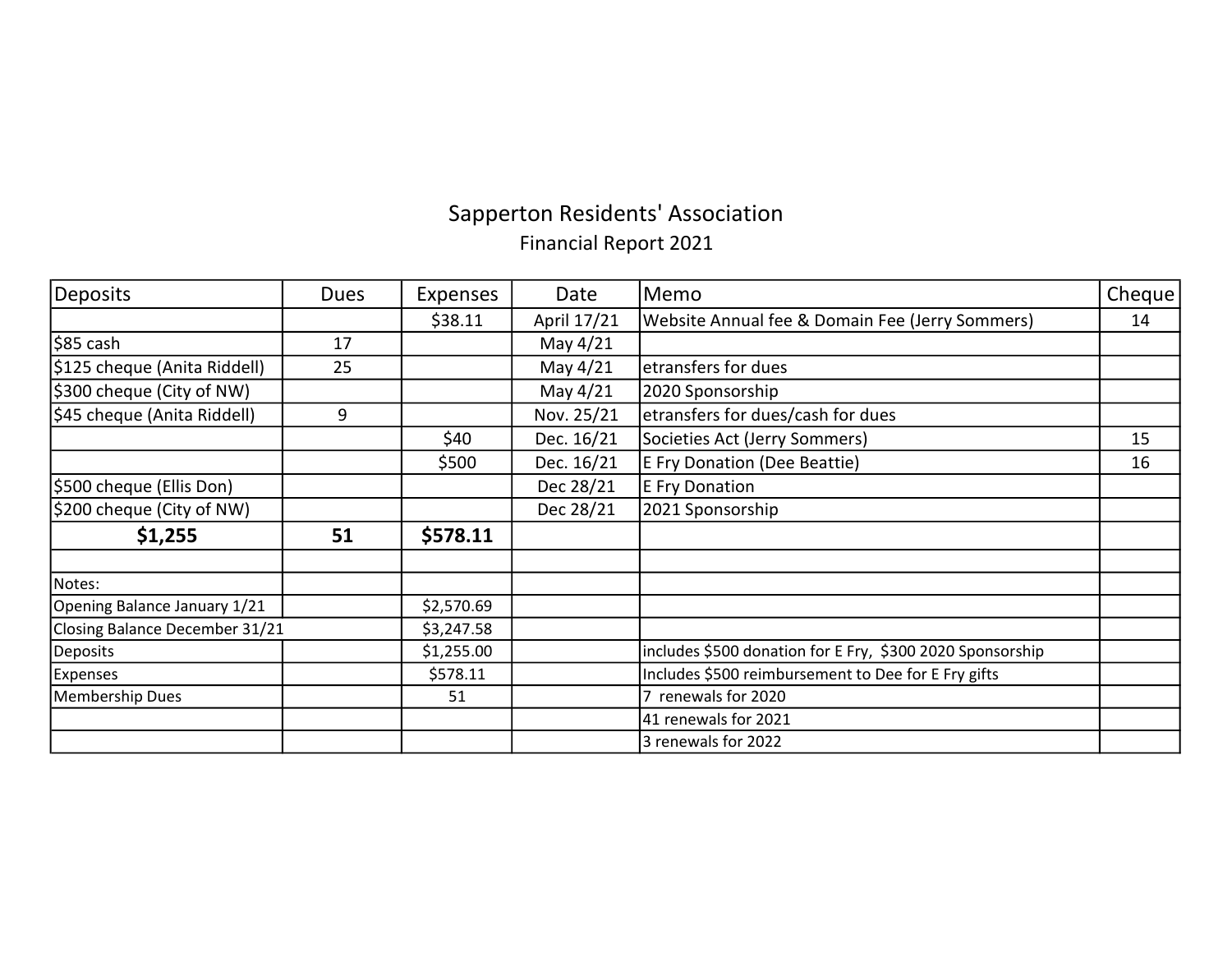# Sapperton Residents' Association

## Financial Report 2021

| Deposits | Dues | Expenses | Date | Memo | Cheque |
|---|---|---|---|---|---|
| | | $38.11 | April 17/21 | Website Annual fee & Domain Fee (Jerry Sommers) | 14 |
| $85 cash | 17 | | May 4/21 | | |
| $125 cheque (Anita Riddell) | 25 | | May 4/21 | etransfers for dues | |
| $300 cheque (City of NW) | | | May 4/21 | 2020 Sponsorship | |
| $45 cheque (Anita Riddell) | 9 | | Nov. 25/21 | etransfers for dues/cash for dues | |
| | | $40 | Dec. 16/21 | Societies Act (Jerry Sommers) | 15 |
| | | $500 | Dec. 16/21 | E Fry Donation (Dee Beattie) | 16 |
| $500 cheque (Ellis Don) | | | Dec 28/21 | E Fry Donation | |
| $200 cheque (City of NW) | | | Dec 28/21 | 2021 Sponsorship | |
| **$1,255** | **51** | **$578.11** | | | |
| | | | | | |
| Notes: | | | | | |
| Opening Balance January 1/21 | | $2,570.69 | | | |
| Closing Balance December 31/21 | | $3,247.58 | | | |
| Deposits | | $1,255.00 | | includes $500 donation for E Fry, $300 2020 Sponsorship | |
| Expenses | | $578.11 | | Includes $500 reimbursement to Dee for E Fry gifts | |
| Membership Dues | | 51 | | 7 renewals for 2020 | |
| | | | | 41 renewals for 2021 | |
| | | | | 3 renewals for 2022 | |